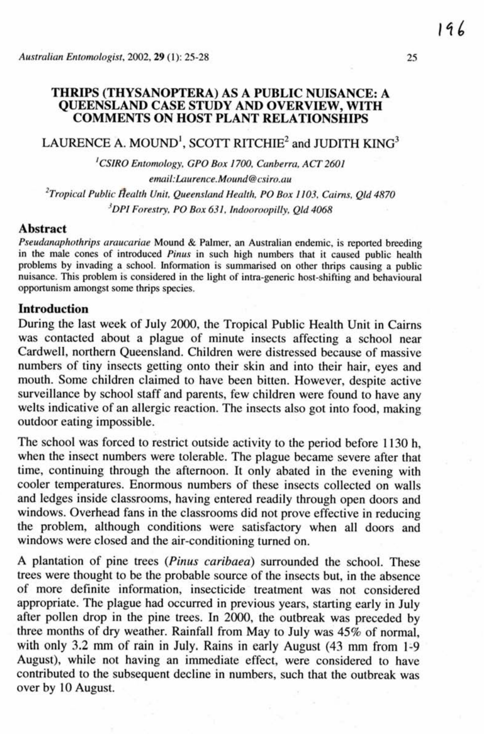# THRIPS (THYSANOPTERA) AS A PUBLIC NUISANCE: A QUEENSLAND CASE STUDY AND OVERVIEW, WITH COMMENTS ON HOST PLANT RELATIONSHIPS

LAURENCE A. MOUND[1], SCOTT RITCHIE[2] and JUDITH KING[3]

[1]*CSIRO Entomology, GPO Box 1700, Canberra, ACT 2601*
*email:Laurence.Mound@csiro.au*

[2]*Tropical Public Health Unit, Queensland Health, PO Box 1103, Cairns, Qld 4870*

[3]*DPI Forestry, PO Box 631, Indooroopilly, Qld 4068*

## Abstract

*Pseudanaphothrips araucariae* Mound & Palmer, an Australian endemic, is reported breeding in the male cones of introduced *Pinus* in such high numbers that it caused public health problems by invading a school. Information is summarised on other thrips causing a public nuisance. This problem is considered in the light of intra-generic host-shifting and behavioural opportunism amongst some thrips species.

## Introduction

During the last week of July 2000, the Tropical Public Health Unit in Cairns was contacted about a plague of minute insects affecting a school near Cardwell, northern Queensland. Children were distressed because of massive numbers of tiny insects getting onto their skin and into their hair, eyes and mouth. Some children claimed to have been bitten. However, despite active surveillance by school staff and parents, few children were found to have any welts indicative of an allergic reaction. The insects also got into food, making outdoor eating impossible.

The school was forced to restrict outside activity to the period before 1130 h, when the insect numbers were tolerable. The plague became severe after that time, continuing through the afternoon. It only abated in the evening with cooler temperatures. Enormous numbers of these insects collected on walls and ledges inside classrooms, having entered readily through open doors and windows. Overhead fans in the classrooms did not prove effective in reducing the problem, although conditions were satisfactory when all doors and windows were closed and the air-conditioning turned on.

A plantation of pine trees (*Pinus caribaea*) surrounded the school. These trees were thought to be the probable source of the insects but, in the absence of more definite information, insecticide treatment was not considered appropriate. The plague had occurred in previous years, starting early in July after pollen drop in the pine trees. In 2000, the outbreak was preceded by three months of dry weather. Rainfall from May to July was 45% of normal, with only 3.2 mm of rain in July. Rains in early August (43 mm from 1-9 August), while not having an immediate effect, were considered to have contributed to the subsequent decline in numbers, such that the outbreak was over by 10 August.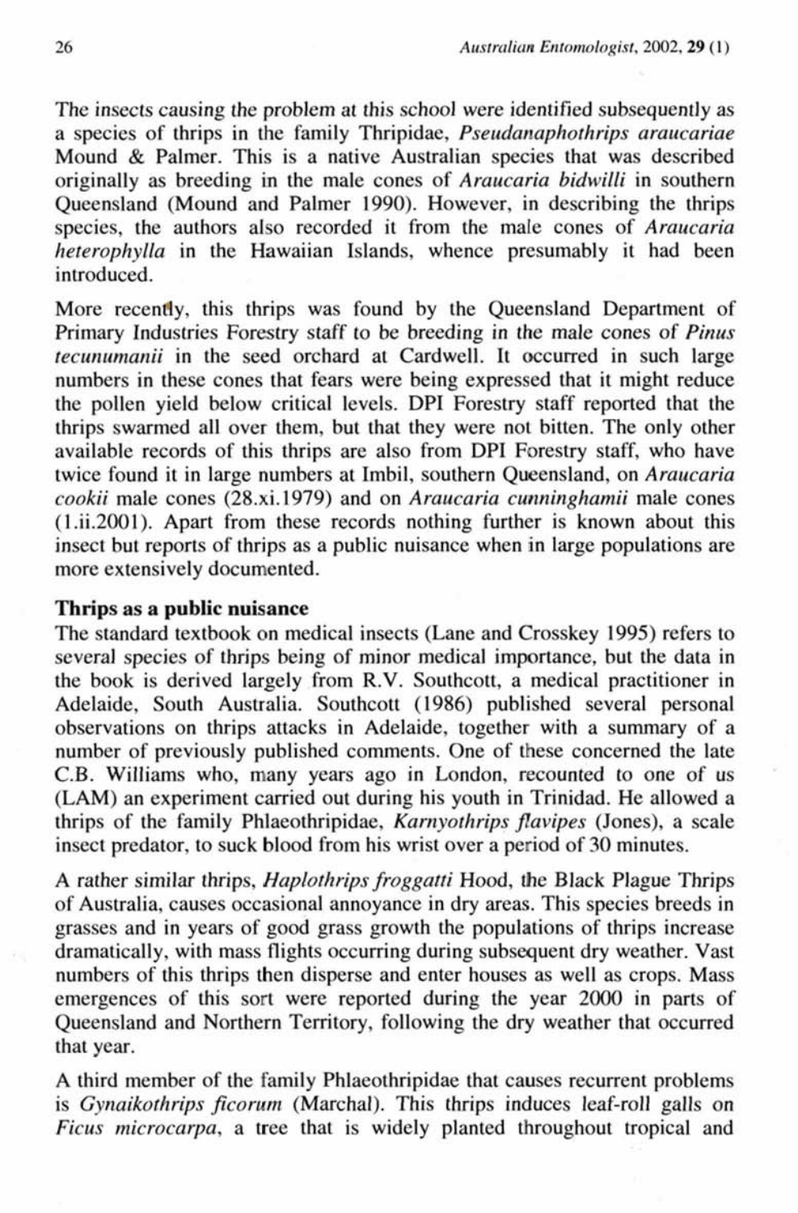The insects causing the problem at this school were identified subsequently as a species of thrips in the family Thripidae, *Pseudanaphothrips araucariae* Mound & Palmer. This is a native Australian species that was described originally as breeding in the male cones of *Araucaria bidwilli* in southern Queensland (Mound and Palmer 1990). However, in describing the thrips species, the authors also recorded it from the male cones of *Araucaria heterophylla* in the Hawaiian Islands, whence presumably it had been introduced.

More recently, this thrips was found by the Queensland Department of Primary Industries Forestry staff to be breeding in the male cones of *Pinus tecunumanii* in the seed orchard at Cardwell. It occurred in such large numbers in these cones that fears were being expressed that it might reduce the pollen yield below critical levels. DPI Forestry staff reported that the thrips swarmed all over them, but that they were not bitten. The only other available records of this thrips are also from DPI Forestry staff, who have twice found it in large numbers at Imbil, southern Queensland, on *Araucaria cookii* male cones (28.xi.1979) and on *Araucaria cunninghamii* male cones (1.ii.2001). Apart from these records nothing further is known about this insect but reports of thrips as a public nuisance when in large populations are more extensively documented.

**Thrips as a public nuisance**

The standard textbook on medical insects (Lane and Crosskey 1995) refers to several species of thrips being of minor medical importance, but the data in the book is derived largely from R.V. Southcott, a medical practitioner in Adelaide, South Australia. Southcott (1986) published several personal observations on thrips attacks in Adelaide, together with a summary of a number of previously published comments. One of these concerned the late C.B. Williams who, many years ago in London, recounted to one of us (LAM) an experiment carried out during his youth in Trinidad. He allowed a thrips of the family Phlaeothripidae, *Karnyothrips flavipes* (Jones), a scale insect predator, to suck blood from his wrist over a period of 30 minutes.

A rather similar thrips, *Haplothrips froggatti* Hood, the Black Plague Thrips of Australia, causes occasional annoyance in dry areas. This species breeds in grasses and in years of good grass growth the populations of thrips increase dramatically, with mass flights occurring during subsequent dry weather. Vast numbers of this thrips then disperse and enter houses as well as crops. Mass emergences of this sort were reported during the year 2000 in parts of Queensland and Northern Territory, following the dry weather that occurred that year.

A third member of the family Phlaeothripidae that causes recurrent problems is *Gynaikothrips ficorum* (Marchal). This thrips induces leaf-roll galls on *Ficus microcarpa*, a tree that is widely planted throughout tropical and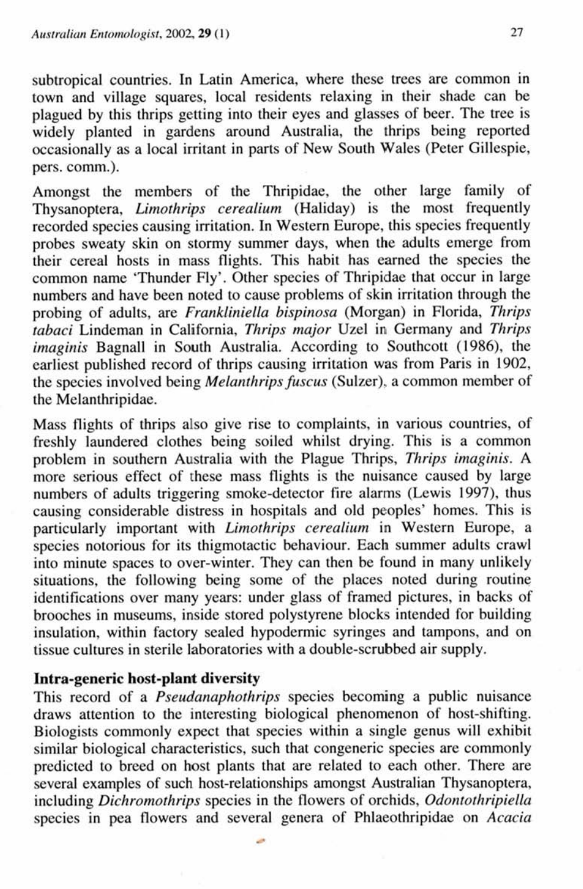subtropical countries. In Latin America, where these trees are common in town and village squares, local residents relaxing in their shade can be plagued by this thrips getting into their eyes and glasses of beer. The tree is widely planted in gardens around Australia, the thrips being reported occasionally as a local irritant in parts of New South Wales (Peter Gillespie, pers. comm.).

Amongst the members of the Thripidae, the other large family of Thysanoptera, *Limothrips cerealium* (Haliday) is the most frequently recorded species causing irritation. In Western Europe, this species frequently probes sweaty skin on stormy summer days, when the adults emerge from their cereal hosts in mass flights. This habit has earned the species the common name 'Thunder Fly'. Other species of Thripidae that occur in large numbers and have been noted to cause problems of skin irritation through the probing of adults, are *Frankliniella bispinosa* (Morgan) in Florida, *Thrips tabaci* Lindeman in California, *Thrips major* Uzel in Germany and *Thrips imaginis* Bagnall in South Australia. According to Southcott (1986), the earliest published record of thrips causing irritation was from Paris in 1902, the species involved being *Melanthrips fuscus* (Sulzer), a common member of the Melanthripidae.

Mass flights of thrips also give rise to complaints, in various countries, of freshly laundered clothes being soiled whilst drying. This is a common problem in southern Australia with the Plague Thrips, *Thrips imaginis*. A more serious effect of these mass flights is the nuisance caused by large numbers of adults triggering smoke-detector fire alarms (Lewis 1997), thus causing considerable distress in hospitals and old peoples' homes. This is particularly important with *Limothrips cerealium* in Western Europe, a species notorious for its thigmotactic behaviour. Each summer adults crawl into minute spaces to over-winter. They can then be found in many unlikely situations, the following being some of the places noted during routine identifications over many years: under glass of framed pictures, in backs of brooches in museums, inside stored polystyrene blocks intended for building insulation, within factory sealed hypodermic syringes and tampons, and on tissue cultures in sterile laboratories with a double-scrubbed air supply.

**Intra-generic host-plant diversity**

This record of a *Pseudanaphothrips* species becoming a public nuisance draws attention to the interesting biological phenomenon of host-shifting. Biologists commonly expect that species within a single genus will exhibit similar biological characteristics, such that congeneric species are commonly predicted to breed on host plants that are related to each other. There are several examples of such host-relationships amongst Australian Thysanoptera, including *Dichromothrips* species in the flowers of orchids, *Odontothripiella* species in pea flowers and several genera of Phlaeothripidae on *Acacia*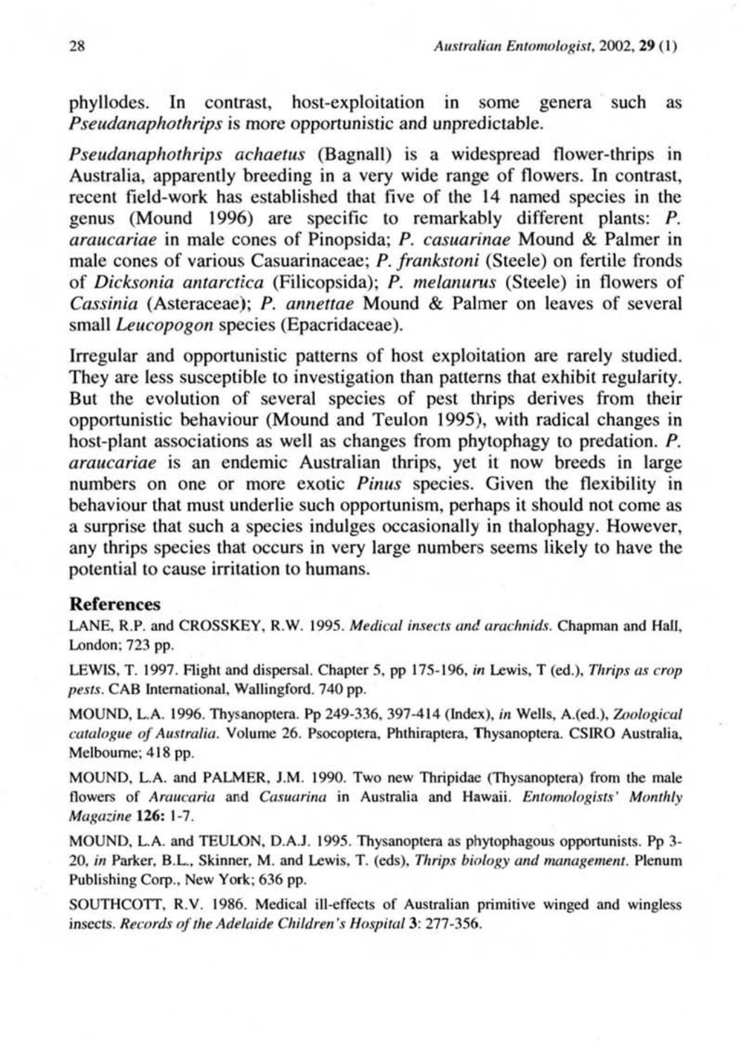phyllodes. In contrast, host-exploitation in some genera such as *Pseudanaphothrips* is more opportunistic and unpredictable.

*Pseudanaphothrips achaetus* (Bagnall) is a widespread flower-thrips in Australia, apparently breeding in a very wide range of flowers. In contrast, recent field-work has established that five of the 14 named species in the genus (Mound 1996) are specific to remarkably different plants: *P. araucariae* in male cones of Pinopsida; *P. casuarinae* Mound & Palmer in male cones of various Casuarinaceae; *P. frankstoni* (Steele) on fertile fronds of *Dicksonia antarctica* (Filicopsida); *P. melanurus* (Steele) in flowers of *Cassinia* (Asteraceae); *P. annettae* Mound & Palmer on leaves of several small *Leucopogon* species (Epacridaceae).

Irregular and opportunistic patterns of host exploitation are rarely studied. They are less susceptible to investigation than patterns that exhibit regularity. But the evolution of several species of pest thrips derives from their opportunistic behaviour (Mound and Teulon 1995), with radical changes in host-plant associations as well as changes from phytophagy to predation. *P. araucariae* is an endemic Australian thrips, yet it now breeds in large numbers on one or more exotic *Pinus* species. Given the flexibility in behaviour that must underlie such opportunism, perhaps it should not come as a surprise that such a species indulges occasionally in thalophagy. However, any thrips species that occurs in very large numbers seems likely to have the potential to cause irritation to humans.

## References

LANE, R.P. and CROSSKEY, R.W. 1995. *Medical insects and arachnids*. Chapman and Hall, London; 723 pp.

LEWIS, T. 1997. Flight and dispersal. Chapter 5, pp 175-196, *in* Lewis, T (ed.), *Thrips as crop pests*. CAB International, Wallingford. 740 pp.

MOUND, L.A. 1996. Thysanoptera. Pp 249-336, 397-414 (Index), *in* Wells, A.(ed.), *Zoological catalogue of Australia*. Volume 26. Psocoptera, Phthiraptera, Thysanoptera. CSIRO Australia, Melbourne; 418 pp.

MOUND, L.A. and PALMER, J.M. 1990. Two new Thripidae (Thysanoptera) from the male flowers of *Araucaria* and *Casuarina* in Australia and Hawaii. *Entomologists' Monthly Magazine* **126:** 1-7.

MOUND, L.A. and TEULON, D.A.J. 1995. Thysanoptera as phytophagous opportunists. Pp 3-20, *in* Parker, B.L., Skinner, M. and Lewis, T. (eds), *Thrips biology and management*. Plenum Publishing Corp., New York; 636 pp.

SOUTHCOTT, R.V. 1986. Medical ill-effects of Australian primitive winged and wingless insects. *Records of the Adelaide Children's Hospital* **3**: 277-356.